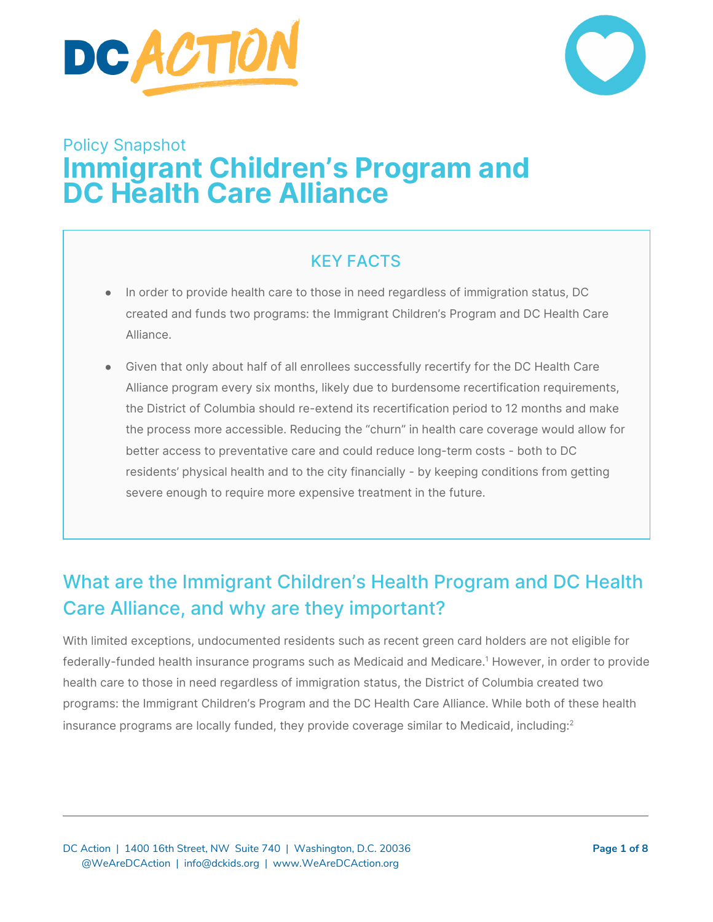Policy Snapshot

# Immigrant Children's Program and DC Health Care Alliance

## KEY FACTS

- In order to provide health care to those in need regardless of immigration status, DC created and funds two programs: the Immigrant Children's Program and DC Health Care Alliance.
- Given that only about half of all enrollees successfully recertify for the DC Health Care Alliance program every six months, likely due to burdensome recertification requirements, the District of Columbia should re-extend its recertification period to 12 months and make the process more accessible. Reducing the "churn" in health care coverage would allow for better access to preventative care and could reduce long-term costs - both to DC residents' physical health and to the city financially - by keeping conditions from getting severe enough to require more expensive treatment in the future.

## What are the Immigrant Children's Health Program and DC Health Care Alliance, and why are they important?

With limited exceptions, undocumented residents such as recent green card holders are not eligible for federally-funded health insurance programs such as Medicaid and Medicare.[1] However, in order to provide health care to those in need regardless of immigration status, the District of Columbia created two programs: the Immigrant Children's Program and the DC Health Care Alliance. While both of these health insurance programs are locally funded, they provide coverage similar to Medicaid, including:[2]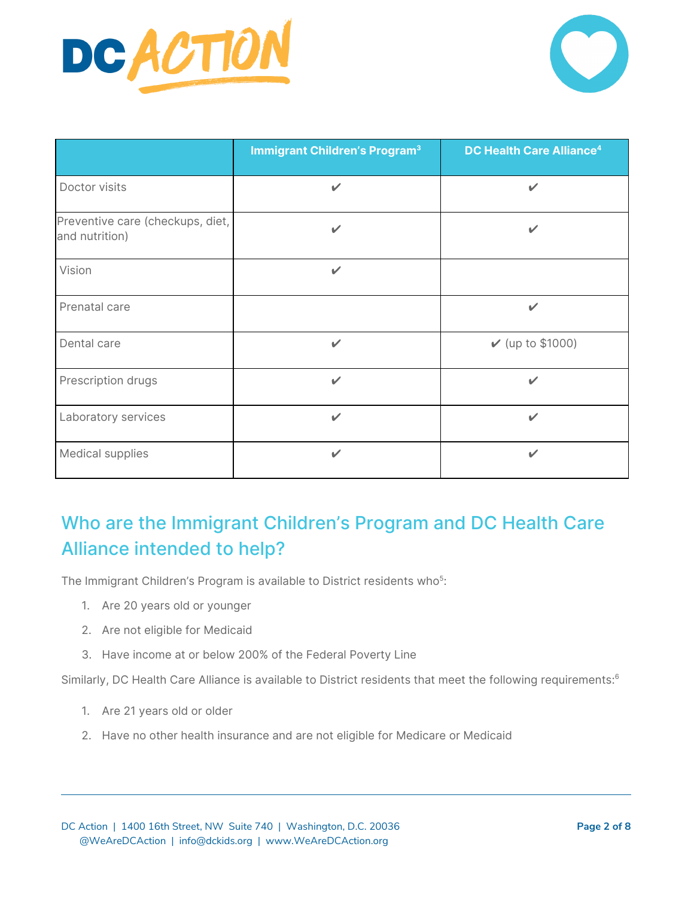| | Immigrant Children's Program[3] | DC Health Care Alliance[4] |
|---|---|---|
| Doctor visits | ✔ | ✔ |
| Preventive care (checkups, diet, and nutrition) | ✔ | ✔ |
| Vision | ✔ | |
| Prenatal care | | ✔ |
| Dental care | ✔ | ✔ (up to $1000) |
| Prescription drugs | ✔ | ✔ |
| Laboratory services | ✔ | ✔ |
| Medical supplies | ✔ | ✔ |

## Who are the Immigrant Children's Program and DC Health Care Alliance intended to help?

The Immigrant Children's Program is available to District residents who[5]:

1. Are 20 years old or younger
2. Are not eligible for Medicaid
3. Have income at or below 200% of the Federal Poverty Line

Similarly, DC Health Care Alliance is available to District residents that meet the following requirements:[6]

1. Are 21 years old or older
2. Have no other health insurance and are not eligible for Medicare or Medicaid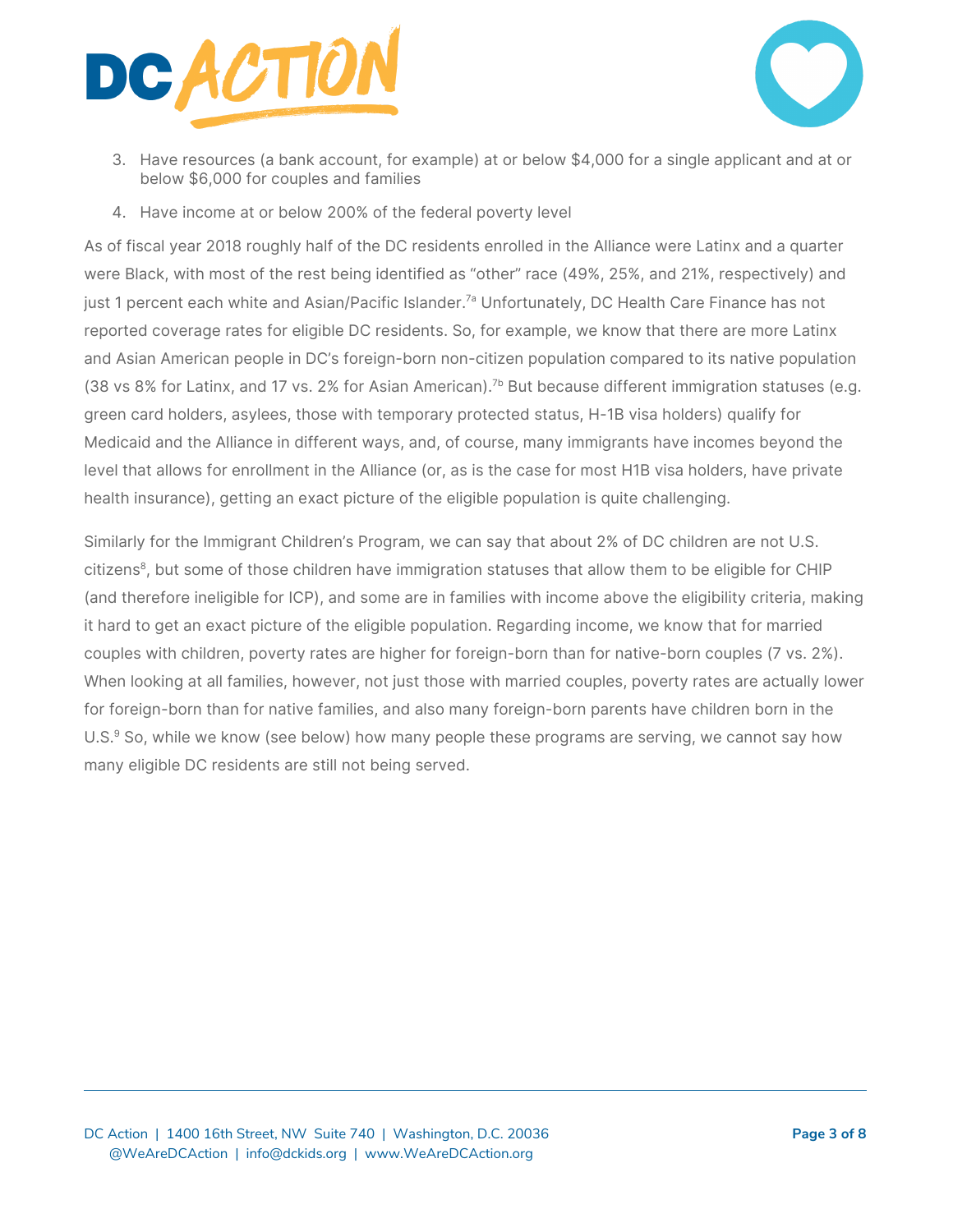3. Have resources (a bank account, for example) at or below $4,000 for a single applicant and at or below $6,000 for couples and families
4. Have income at or below 200% of the federal poverty level

As of fiscal year 2018 roughly half of the DC residents enrolled in the Alliance were Latinx and a quarter were Black, with most of the rest being identified as "other" race (49%, 25%, and 21%, respectively) and just 1 percent each white and Asian/Pacific Islander.[7a] Unfortunately, DC Health Care Finance has not reported coverage rates for eligible DC residents. So, for example, we know that there are more Latinx and Asian American people in DC's foreign-born non-citizen population compared to its native population (38 vs 8% for Latinx, and 17 vs. 2% for Asian American).[7b] But because different immigration statuses (e.g. green card holders, asylees, those with temporary protected status, H-1B visa holders) qualify for Medicaid and the Alliance in different ways, and, of course, many immigrants have incomes beyond the level that allows for enrollment in the Alliance (or, as is the case for most H1B visa holders, have private health insurance), getting an exact picture of the eligible population is quite challenging.

Similarly for the Immigrant Children's Program, we can say that about 2% of DC children are not U.S. citizens[8], but some of those children have immigration statuses that allow them to be eligible for CHIP (and therefore ineligible for ICP), and some are in families with income above the eligibility criteria, making it hard to get an exact picture of the eligible population. Regarding income, we know that for married couples with children, poverty rates are higher for foreign-born than for native-born couples (7 vs. 2%). When looking at all families, however, not just those with married couples, poverty rates are actually lower for foreign-born than for native families, and also many foreign-born parents have children born in the U.S.[9] So, while we know (see below) how many people these programs are serving, we cannot say how many eligible DC residents are still not being served.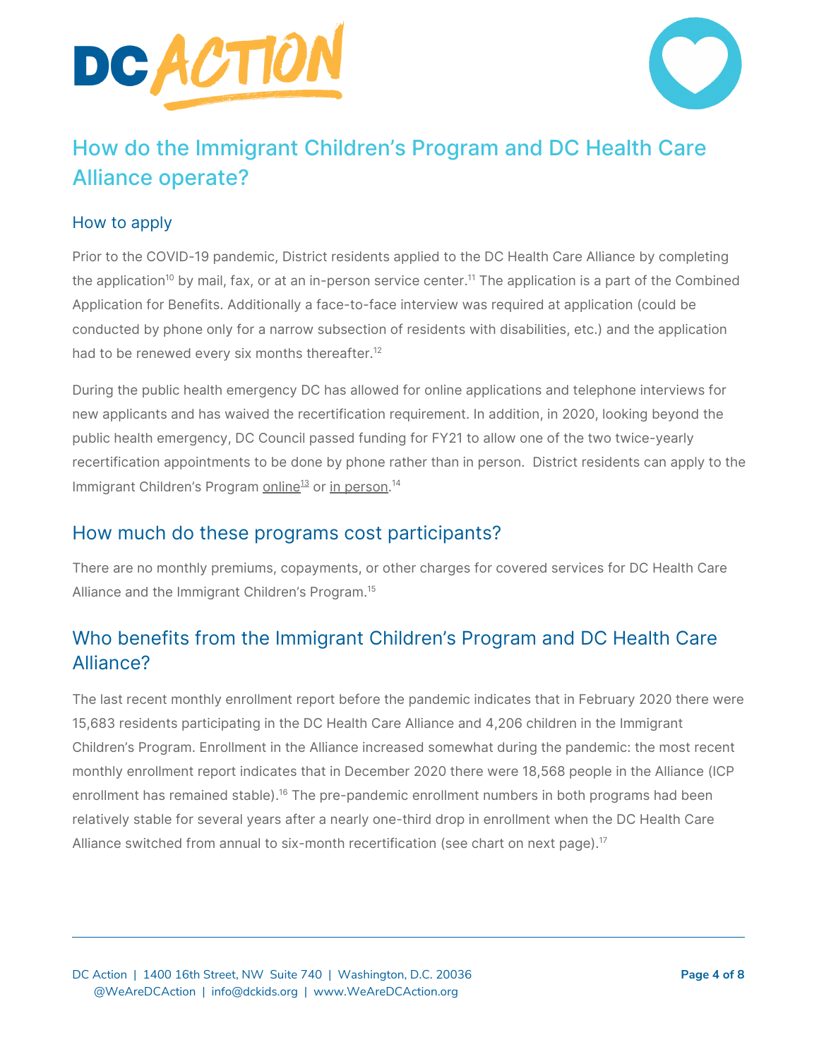## How do the Immigrant Children's Program and DC Health Care Alliance operate?

### How to apply

Prior to the COVID-19 pandemic, District residents applied to the DC Health Care Alliance by completing the application[10] by mail, fax, or at an in-person service center.[11] The application is a part of the Combined Application for Benefits. Additionally a face-to-face interview was required at application (could be conducted by phone only for a narrow subsection of residents with disabilities, etc.) and the application had to be renewed every six months thereafter.[12]

During the public health emergency DC has allowed for online applications and telephone interviews for new applicants and has waived the recertification requirement. In addition, in 2020, looking beyond the public health emergency, DC Council passed funding for FY21 to allow one of the two twice-yearly recertification appointments to be done by phone rather than in person. District residents can apply to the Immigrant Children's Program online[13] or in person.[14]

## How much do these programs cost participants?

There are no monthly premiums, copayments, or other charges for covered services for DC Health Care Alliance and the Immigrant Children's Program.[15]

## Who benefits from the Immigrant Children's Program and DC Health Care Alliance?

The last recent monthly enrollment report before the pandemic indicates that in February 2020 there were 15,683 residents participating in the DC Health Care Alliance and 4,206 children in the Immigrant Children's Program. Enrollment in the Alliance increased somewhat during the pandemic: the most recent monthly enrollment report indicates that in December 2020 there were 18,568 people in the Alliance (ICP enrollment has remained stable).[16] The pre-pandemic enrollment numbers in both programs had been relatively stable for several years after a nearly one-third drop in enrollment when the DC Health Care Alliance switched from annual to six-month recertification (see chart on next page).[17]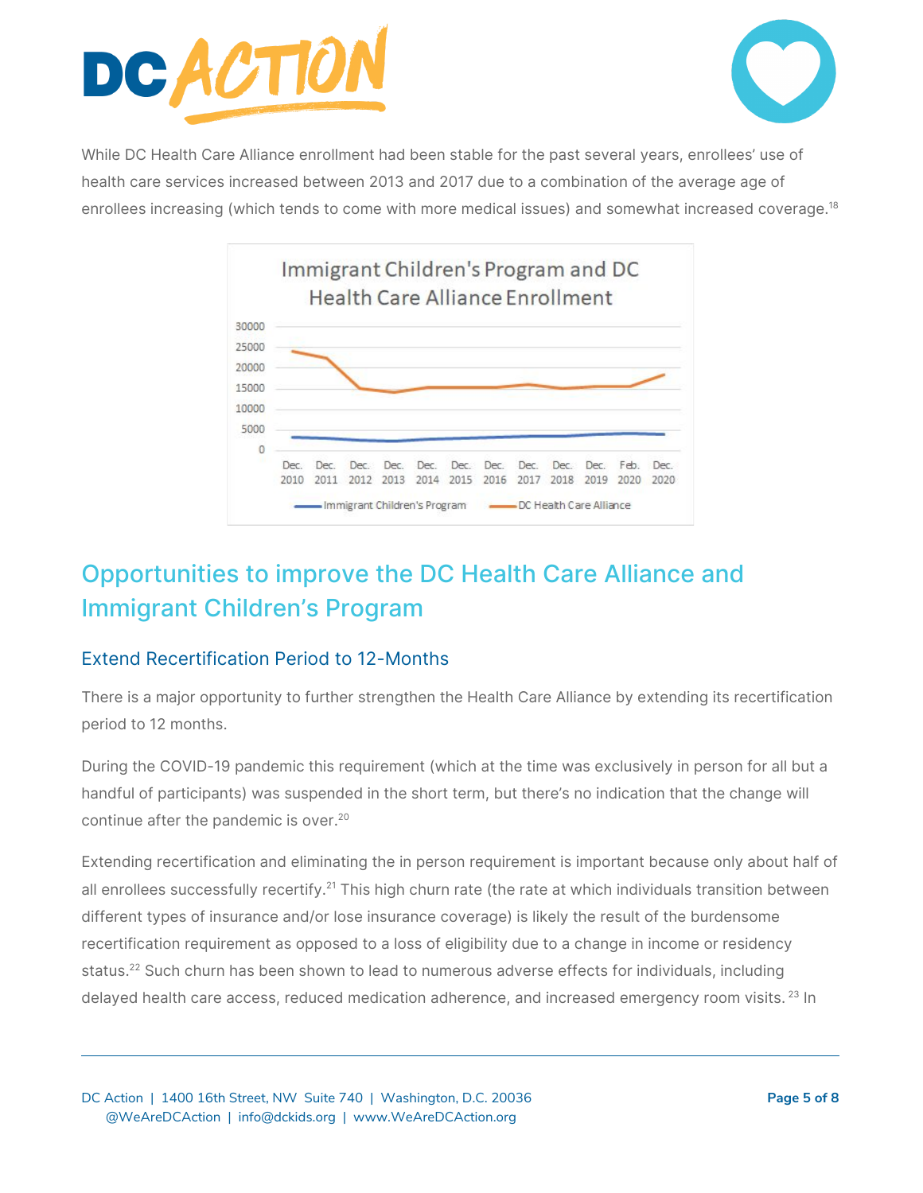While DC Health Care Alliance enrollment had been stable for the past several years, enrollees' use of health care services increased between 2013 and 2017 due to a combination of the average age of enrollees increasing (which tends to come with more medical issues) and somewhat increased coverage.[18]

## Opportunities to improve the DC Health Care Alliance and Immigrant Children's Program

### Extend Recertification Period to 12-Months

There is a major opportunity to further strengthen the Health Care Alliance by extending its recertification period to 12 months.

During the COVID-19 pandemic this requirement (which at the time was exclusively in person for all but a handful of participants) was suspended in the short term, but there's no indication that the change will continue after the pandemic is over.[20]

Extending recertification and eliminating the in person requirement is important because only about half of all enrollees successfully recertify.[21] This high churn rate (the rate at which individuals transition between different types of insurance and/or lose insurance coverage) is likely the result of the burdensome recertification requirement as opposed to a loss of eligibility due to a change in income or residency status.[22] Such churn has been shown to lead to numerous adverse effects for individuals, including delayed health care access, reduced medication adherence, and increased emergency room visits.[23] In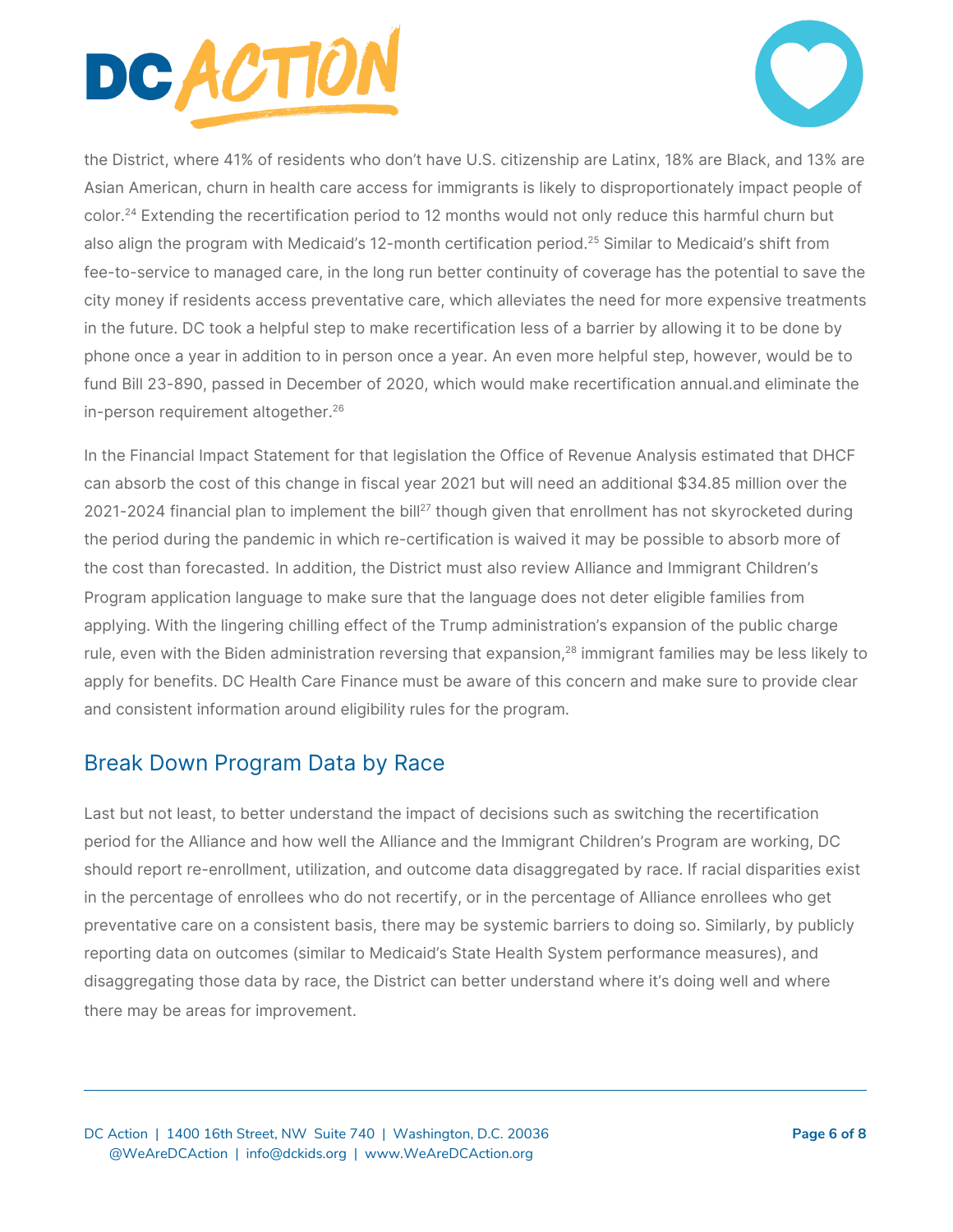the District, where 41% of residents who don't have U.S. citizenship are Latinx, 18% are Black, and 13% are Asian American, churn in health care access for immigrants is likely to disproportionately impact people of color.[24] Extending the recertification period to 12 months would not only reduce this harmful churn but also align the program with Medicaid's 12-month certification period.[25] Similar to Medicaid's shift from fee-to-service to managed care, in the long run better continuity of coverage has the potential to save the city money if residents access preventative care, which alleviates the need for more expensive treatments in the future. DC took a helpful step to make recertification less of a barrier by allowing it to be done by phone once a year in addition to in person once a year. An even more helpful step, however, would be to fund Bill 23-890, passed in December of 2020, which would make recertification annual.and eliminate the in-person requirement altogether.[26]

In the Financial Impact Statement for that legislation the Office of Revenue Analysis estimated that DHCF can absorb the cost of this change in fiscal year 2021 but will need an additional $34.85 million over the 2021-2024 financial plan to implement the bill[27] though given that enrollment has not skyrocketed during the period during the pandemic in which re-certification is waived it may be possible to absorb more of the cost than forecasted. In addition, the District must also review Alliance and Immigrant Children's Program application language to make sure that the language does not deter eligible families from applying. With the lingering chilling effect of the Trump administration's expansion of the public charge rule, even with the Biden administration reversing that expansion,[28] immigrant families may be less likely to apply for benefits. DC Health Care Finance must be aware of this concern and make sure to provide clear and consistent information around eligibility rules for the program.

## Break Down Program Data by Race

Last but not least, to better understand the impact of decisions such as switching the recertification period for the Alliance and how well the Alliance and the Immigrant Children's Program are working, DC should report re-enrollment, utilization, and outcome data disaggregated by race. If racial disparities exist in the percentage of enrollees who do not recertify, or in the percentage of Alliance enrollees who get preventative care on a consistent basis, there may be systemic barriers to doing so. Similarly, by publicly reporting data on outcomes (similar to Medicaid's State Health System performance measures), and disaggregating those data by race, the District can better understand where it's doing well and where there may be areas for improvement.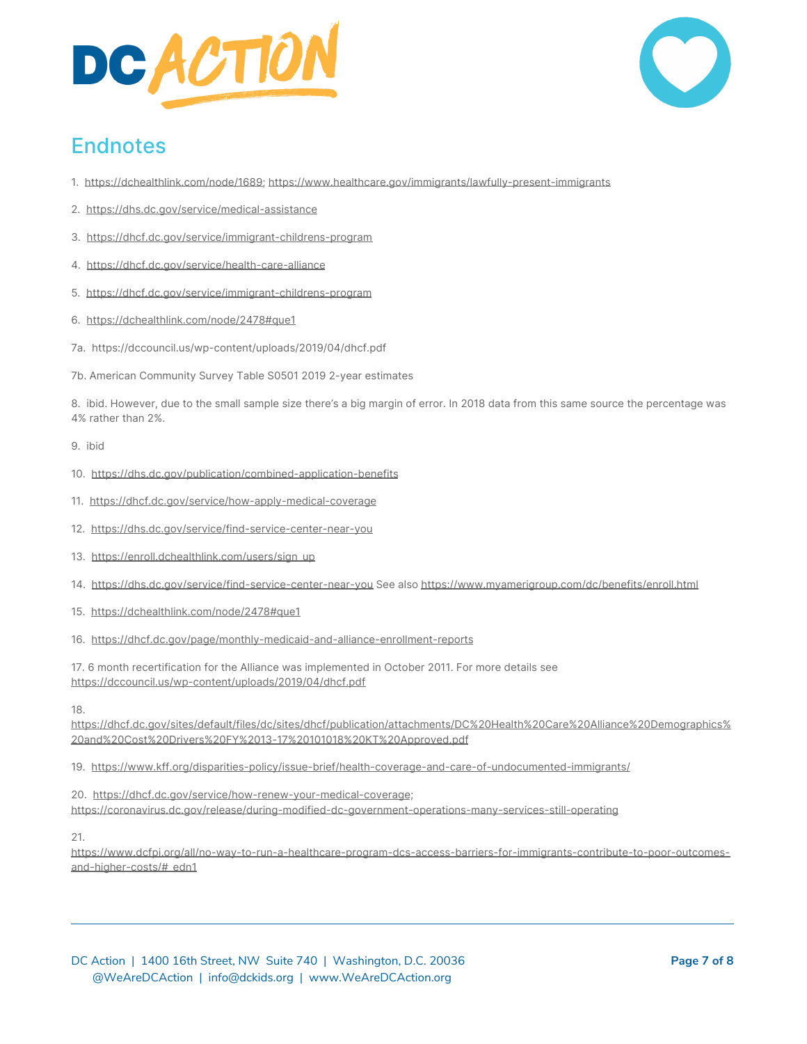## Endnotes

1. https://dchealthlink.com/node/1689; https://www.healthcare.gov/immigrants/lawfully-present-immigrants

2. https://dhs.dc.gov/service/medical-assistance

3. https://dhcf.dc.gov/service/immigrant-childrens-program

4. https://dhcf.dc.gov/service/health-care-alliance

5. https://dhcf.dc.gov/service/immigrant-childrens-program

6. https://dchealthlink.com/node/2478#que1

7a. https://dccouncil.us/wp-content/uploads/2019/04/dhcf.pdf

7b. American Community Survey Table S0501 2019 2-year estimates

8. ibid. However, due to the small sample size there's a big margin of error. In 2018 data from this same source the percentage was 4% rather than 2%.

9. ibid

10. https://dhs.dc.gov/publication/combined-application-benefits

11. https://dhcf.dc.gov/service/how-apply-medical-coverage

12. https://dhs.dc.gov/service/find-service-center-near-you

13. https://enroll.dchealthlink.com/users/sign_up

14. https://dhs.dc.gov/service/find-service-center-near-you See also https://www.myamerigroup.com/dc/benefits/enroll.html

15. https://dchealthlink.com/node/2478#que1

16. https://dhcf.dc.gov/page/monthly-medicaid-and-alliance-enrollment-reports

17. 6 month recertification for the Alliance was implemented in October 2011. For more details see https://dccouncil.us/wp-content/uploads/2019/04/dhcf.pdf

18. https://dhcf.dc.gov/sites/default/files/dc/sites/dhcf/publication/attachments/DC%20Health%20Care%20Alliance%20Demographics%20and%20Cost%20Drivers%20FY%2013-17%20101018%20KT%20Approved.pdf

19. https://www.kff.org/disparities-policy/issue-brief/health-coverage-and-care-of-undocumented-immigrants/

20. https://dhcf.dc.gov/service/how-renew-your-medical-coverage; https://coronavirus.dc.gov/release/during-modified-dc-government-operations-many-services-still-operating

21. https://www.dcfpi.org/all/no-way-to-run-a-healthcare-program-dcs-access-barriers-for-immigrants-contribute-to-poor-outcomes-and-higher-costs/#_edn1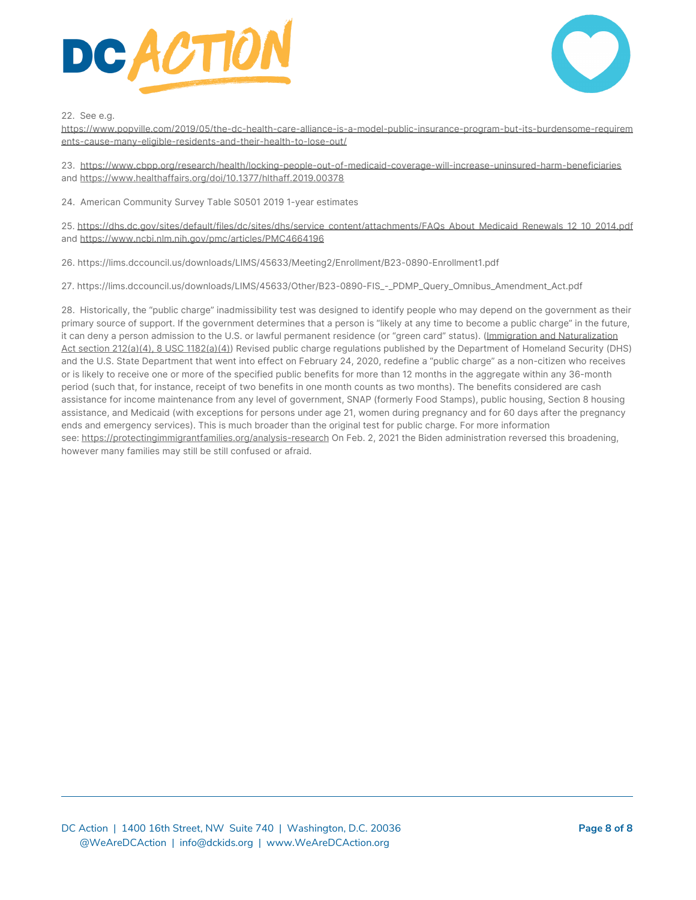22. See e.g. https://www.popville.com/2019/05/the-dc-health-care-alliance-is-a-model-public-insurance-program-but-its-burdensome-requirements-cause-many-eligible-residents-and-their-health-to-lose-out/

23. https://www.cbpp.org/research/health/locking-people-out-of-medicaid-coverage-will-increase-uninsured-harm-beneficiaries and https://www.healthaffairs.org/doi/10.1377/hlthaff.2019.00378

24. American Community Survey Table S0501 2019 1-year estimates

25. https://dhs.dc.gov/sites/default/files/dc/sites/dhs/service_content/attachments/FAQs_About_Medicaid_Renewals_12_10_2014.pdf and https://www.ncbi.nlm.nih.gov/pmc/articles/PMC4664196

26. https://lims.dccouncil.us/downloads/LIMS/45633/Meeting2/Enrollment/B23-0890-Enrollment1.pdf

27. https://lims.dccouncil.us/downloads/LIMS/45633/Other/B23-0890-FIS_-_PDMP_Query_Omnibus_Amendment_Act.pdf

28. Historically, the "public charge" inadmissibility test was designed to identify people who may depend on the government as their primary source of support. If the government determines that a person is "likely at any time to become a public charge" in the future, it can deny a person admission to the U.S. or lawful permanent residence (or "green card" status). (Immigration and Naturalization Act section 212(a)(4), 8 USC 1182(a)(4)) Revised public charge regulations published by the Department of Homeland Security (DHS) and the U.S. State Department that went into effect on February 24, 2020, redefine a "public charge" as a non-citizen who receives or is likely to receive one or more of the specified public benefits for more than 12 months in the aggregate within any 36-month period (such that, for instance, receipt of two benefits in one month counts as two months). The benefits considered are cash assistance for income maintenance from any level of government, SNAP (formerly Food Stamps), public housing, Section 8 housing assistance, and Medicaid (with exceptions for persons under age 21, women during pregnancy and for 60 days after the pregnancy ends and emergency services). This is much broader than the original test for public charge. For more information see: https://protectingimmigrantfamilies.org/analysis-research On Feb. 2, 2021 the Biden administration reversed this broadening, however many families may still be still confused or afraid.